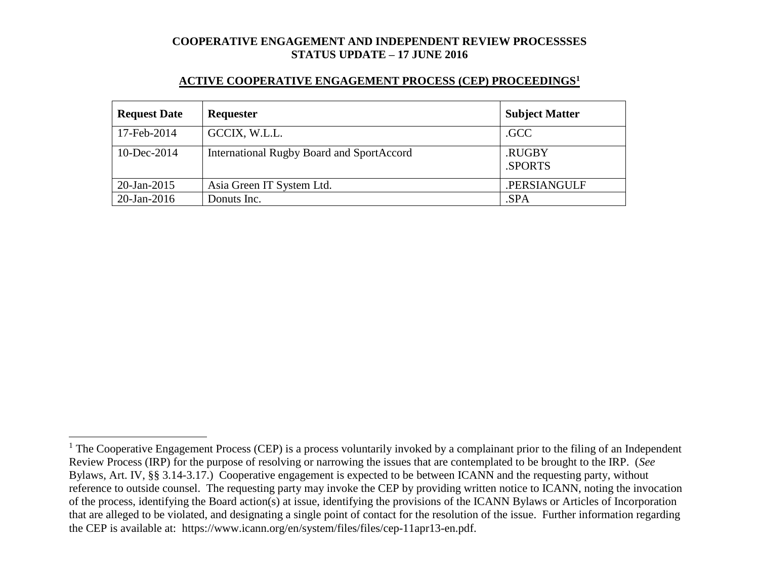**COOPERATIVE ENGAGEMENT AND INDEPENDENT REVIEW PROCESSSES**
**STATUS UPDATE – 17 JUNE 2016**

## ACTIVE COOPERATIVE ENGAGEMENT PROCESS (CEP) PROCEEDINGS[1]

| Request Date | Requester | Subject Matter |
|---|---|---|
| 17-Feb-2014 | GCCIX, W.L.L. | .GCC |
| 10-Dec-2014 | International Rugby Board and SportAccord | .RUGBY<br>.SPORTS |
| 20-Jan-2015 | Asia Green IT System Ltd. | .PERSIANGULF |
| 20-Jan-2016 | Donuts Inc. | .SPA |

[1] The Cooperative Engagement Process (CEP) is a process voluntarily invoked by a complainant prior to the filing of an Independent Review Process (IRP) for the purpose of resolving or narrowing the issues that are contemplated to be brought to the IRP. (*See* Bylaws, Art. IV, §§ 3.14-3.17.) Cooperative engagement is expected to be between ICANN and the requesting party, without reference to outside counsel. The requesting party may invoke the CEP by providing written notice to ICANN, noting the invocation of the process, identifying the Board action(s) at issue, identifying the provisions of the ICANN Bylaws or Articles of Incorporation that are alleged to be violated, and designating a single point of contact for the resolution of the issue. Further information regarding the CEP is available at: https://www.icann.org/en/system/files/files/cep-11apr13-en.pdf.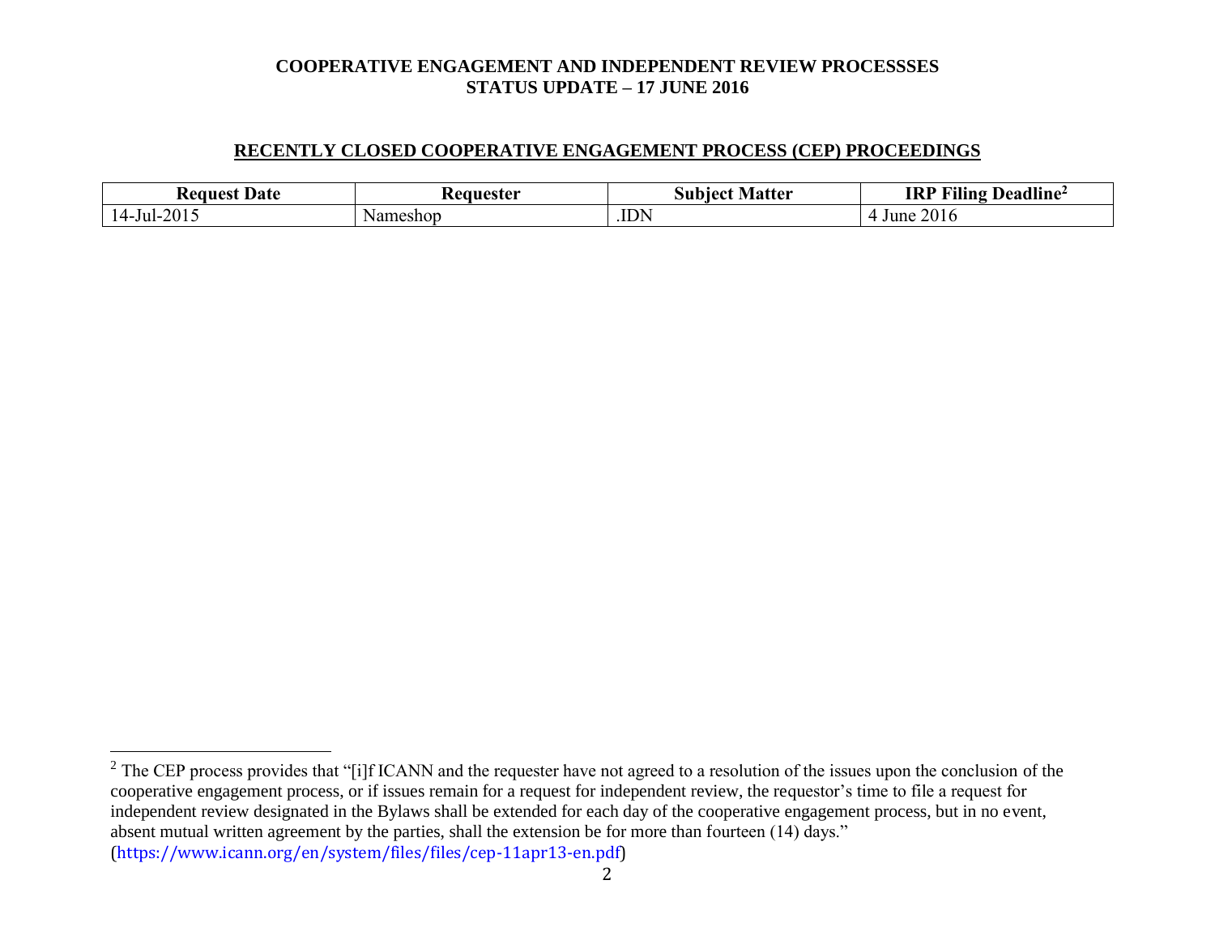## RECENTLY CLOSED COOPERATIVE ENGAGEMENT PROCESS (CEP) PROCEEDINGS

| Request Date | Requester | Subject Matter | IRP Filing Deadline[2] |
|---|---|---|---|
| 14-Jul-2015 | Nameshop | .IDN | 4 June 2016 |

[2] The CEP process provides that "[i]f ICANN and the requester have not agreed to a resolution of the issues upon the conclusion of the cooperative engagement process, or if issues remain for a request for independent review, the requestor's time to file a request for independent review designated in the Bylaws shall be extended for each day of the cooperative engagement process, but in no event, absent mutual written agreement by the parties, shall the extension be for more than fourteen (14) days." (https://www.icann.org/en/system/files/files/cep-11apr13-en.pdf)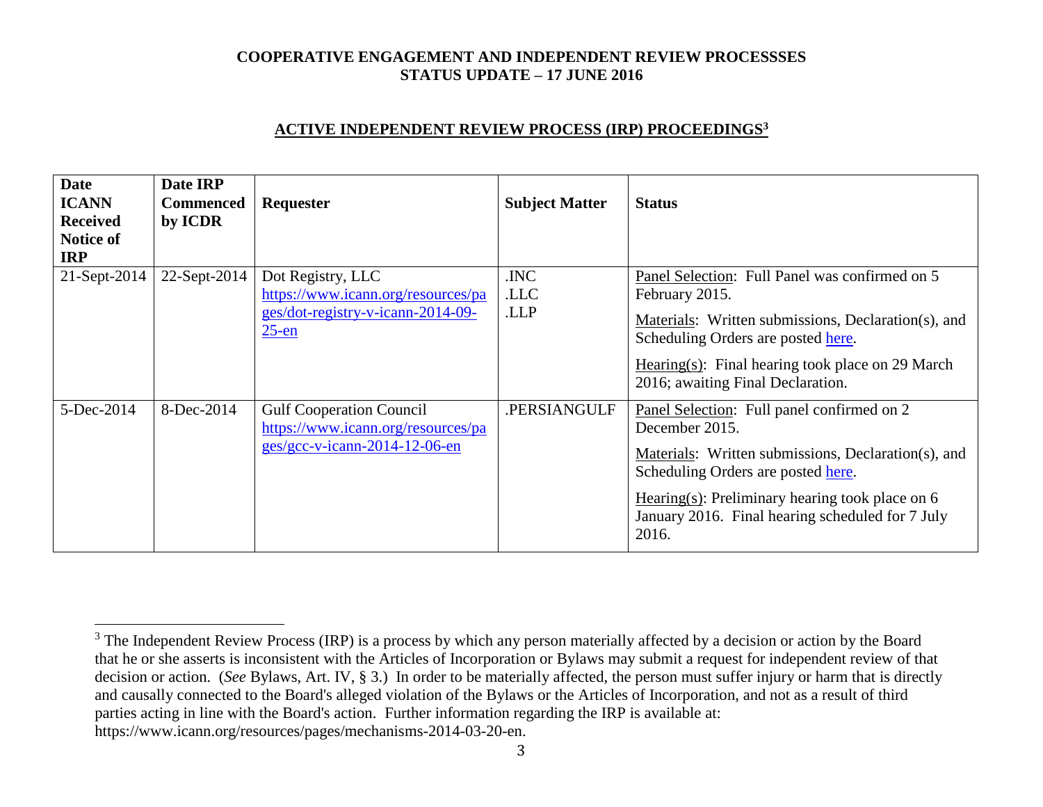# COOPERATIVE ENGAGEMENT AND INDEPENDENT REVIEW PROCESSSES
# STATUS UPDATE – 17 JUNE 2016

## ACTIVE INDEPENDENT REVIEW PROCESS (IRP) PROCEEDINGS[3]

| Date ICANN Received Notice of IRP | Date IRP Commenced by ICDR | Requester | Subject Matter | Status |
|---|---|---|---|---|
| 21-Sept-2014 | 22-Sept-2014 | Dot Registry, LLC<br>https://www.icann.org/resources/pages/dot-registry-v-icann-2014-09-25-en | .INC<br>.LLC<br>.LLP | Panel Selection: Full Panel was confirmed on 5 February 2015.<br>Materials: Written submissions, Declaration(s), and Scheduling Orders are posted here.<br>Hearing(s): Final hearing took place on 29 March 2016; awaiting Final Declaration. |
| 5-Dec-2014 | 8-Dec-2014 | Gulf Cooperation Council<br>https://www.icann.org/resources/pages/gcc-v-icann-2014-12-06-en | .PERSIANGULF | Panel Selection: Full panel confirmed on 2 December 2015.<br>Materials: Written submissions, Declaration(s), and Scheduling Orders are posted here.<br>Hearing(s): Preliminary hearing took place on 6 January 2016. Final hearing scheduled for 7 July 2016. |

[3] The Independent Review Process (IRP) is a process by which any person materially affected by a decision or action by the Board that he or she asserts is inconsistent with the Articles of Incorporation or Bylaws may submit a request for independent review of that decision or action. (*See* Bylaws, Art. IV, § 3.) In order to be materially affected, the person must suffer injury or harm that is directly and causally connected to the Board's alleged violation of the Bylaws or the Articles of Incorporation, and not as a result of third parties acting in line with the Board's action. Further information regarding the IRP is available at: https://www.icann.org/resources/pages/mechanisms-2014-03-20-en.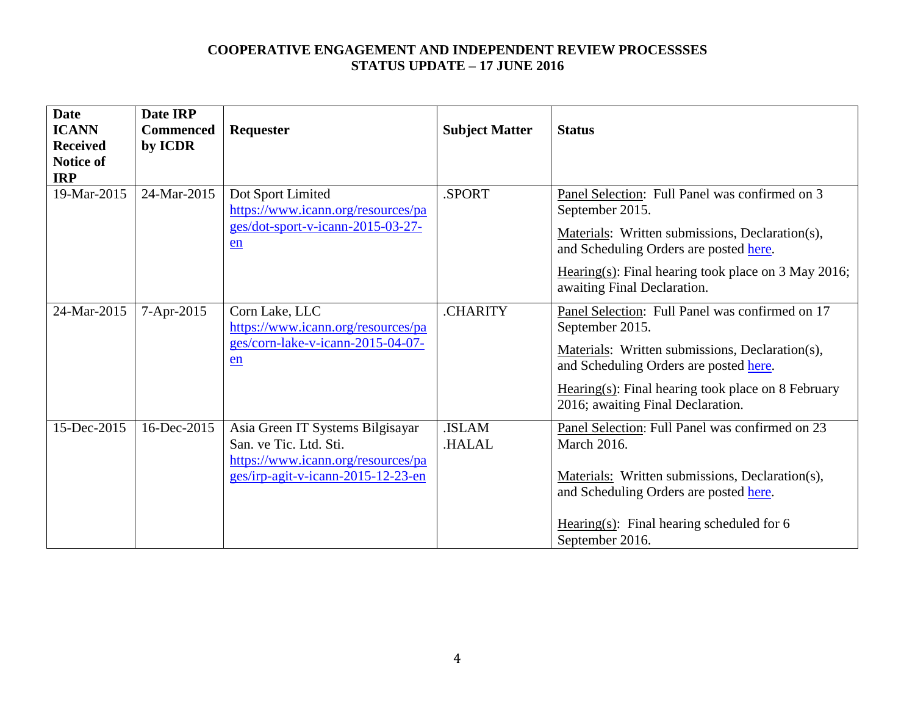**COOPERATIVE ENGAGEMENT AND INDEPENDENT REVIEW PROCESSSES**
**STATUS UPDATE – 17 JUNE 2016**

| Date ICANN Received Notice of IRP | Date IRP Commenced by ICDR | Requester | Subject Matter | Status |
|---|---|---|---|---|
| 19-Mar-2015 | 24-Mar-2015 | Dot Sport Limited https://www.icann.org/resources/pages/dot-sport-v-icann-2015-03-27-en | .SPORT | Panel Selection: Full Panel was confirmed on 3 September 2015.<br>Materials: Written submissions, Declaration(s), and Scheduling Orders are posted here.<br>Hearing(s): Final hearing took place on 3 May 2016; awaiting Final Declaration. |
| 24-Mar-2015 | 7-Apr-2015 | Corn Lake, LLC https://www.icann.org/resources/pages/corn-lake-v-icann-2015-04-07-en | .CHARITY | Panel Selection: Full Panel was confirmed on 17 September 2015.<br>Materials: Written submissions, Declaration(s), and Scheduling Orders are posted here.<br>Hearing(s): Final hearing took place on 8 February 2016; awaiting Final Declaration. |
| 15-Dec-2015 | 16-Dec-2015 | Asia Green IT Systems Bilgisayar San. ve Tic. Ltd. Sti. https://www.icann.org/resources/pages/irp-agit-v-icann-2015-12-23-en | .ISLAM<br>.HALAL | Panel Selection: Full Panel was confirmed on 23 March 2016.<br>Materials: Written submissions, Declaration(s), and Scheduling Orders are posted here.<br>Hearing(s): Final hearing scheduled for 6 September 2016. |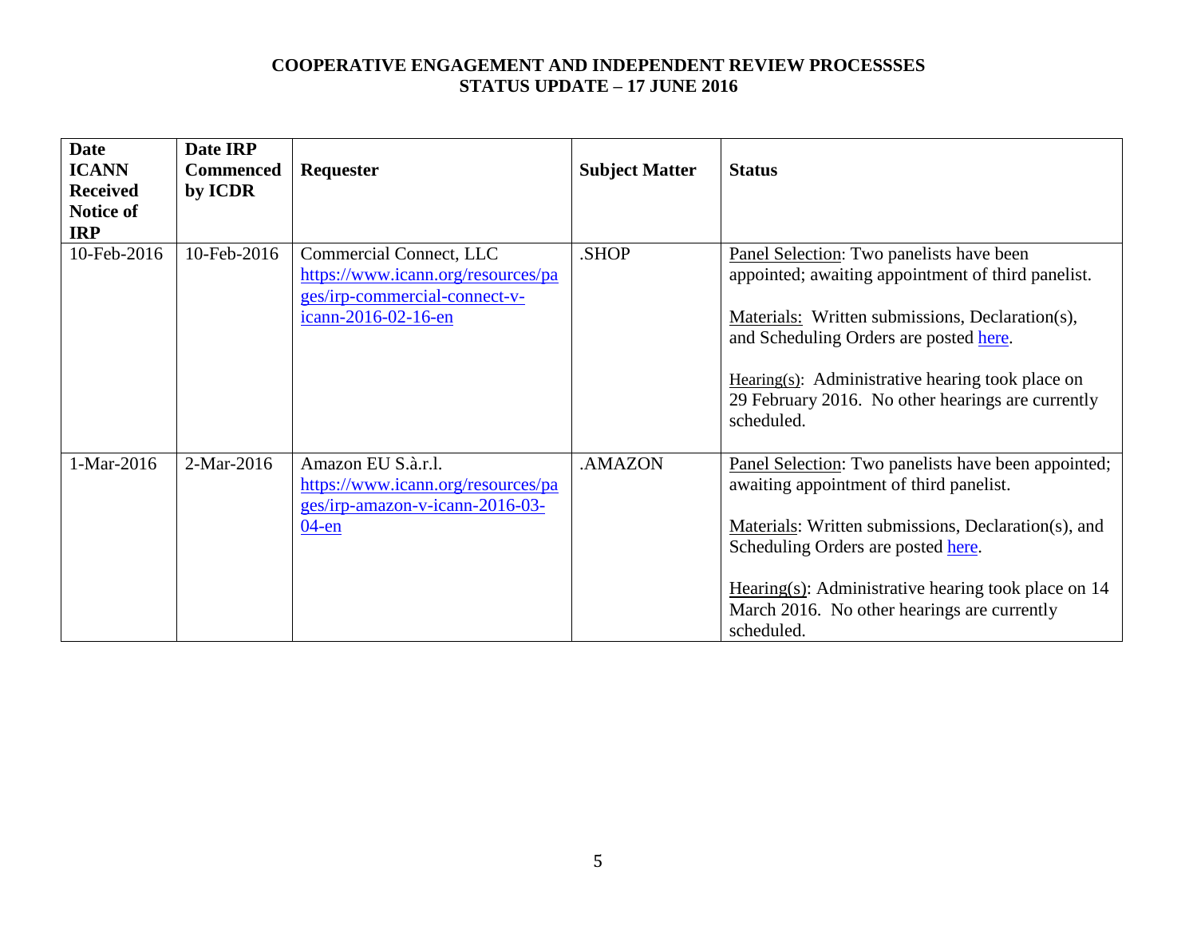**COOPERATIVE ENGAGEMENT AND INDEPENDENT REVIEW PROCESSSES**
**STATUS UPDATE – 17 JUNE 2016**

| Date ICANN Received Notice of IRP | Date IRP Commenced by ICDR | Requester | Subject Matter | Status |
|---|---|---|---|---|
| 10-Feb-2016 | 10-Feb-2016 | Commercial Connect, LLC https://www.icann.org/resources/pages/irp-commercial-connect-v-icann-2016-02-16-en | .SHOP | Panel Selection: Two panelists have been appointed; awaiting appointment of third panelist.<br><br>Materials: Written submissions, Declaration(s), and Scheduling Orders are posted here.<br><br>Hearing(s): Administrative hearing took place on 29 February 2016. No other hearings are currently scheduled. |
| 1-Mar-2016 | 2-Mar-2016 | Amazon EU S.à.r.l. https://www.icann.org/resources/pages/irp-amazon-v-icann-2016-03-04-en | .AMAZON | Panel Selection: Two panelists have been appointed; awaiting appointment of third panelist.<br><br>Materials: Written submissions, Declaration(s), and Scheduling Orders are posted here.<br><br>Hearing(s): Administrative hearing took place on 14 March 2016. No other hearings are currently scheduled. |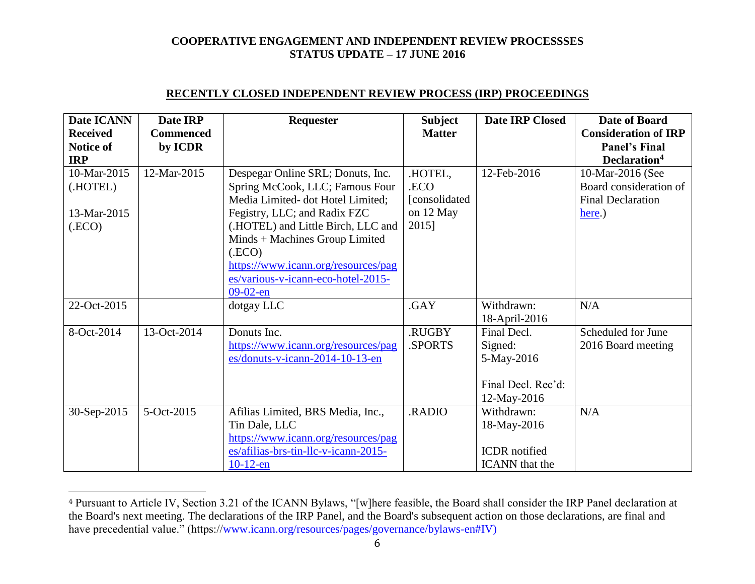**COOPERATIVE ENGAGEMENT AND INDEPENDENT REVIEW PROCESSSES**
**STATUS UPDATE – 17 JUNE 2016**

## RECENTLY CLOSED INDEPENDENT REVIEW PROCESS (IRP) PROCEEDINGS

| Date ICANN Received Notice of IRP | Date IRP Commenced by ICDR | Requester | Subject Matter | Date IRP Closed | Date of Board Consideration of IRP Panel's Final Declaration[4] |
|---|---|---|---|---|---|
| 10-Mar-2015 (.HOTEL)<br><br>13-Mar-2015 (.ECO) | 12-Mar-2015 | Despegar Online SRL; Donuts, Inc. Spring McCook, LLC; Famous Four Media Limited- dot Hotel Limited; Fegistry, LLC; and Radix FZC (.HOTEL) and Little Birch, LLC and Minds + Machines Group Limited (.ECO) https://www.icann.org/resources/pages/various-v-icann-eco-hotel-2015-09-02-en | .HOTEL, .ECO [consolidated on 12 May 2015] | 12-Feb-2016 | 10-Mar-2016 (See Board consideration of Final Declaration here.) |
| 22-Oct-2015 | | dotgay LLC | .GAY | Withdrawn: 18-April-2016 | N/A |
| 8-Oct-2014 | 13-Oct-2014 | Donuts Inc. https://www.icann.org/resources/pages/donuts-v-icann-2014-10-13-en | .RUGBY .SPORTS | Final Decl. Signed: 5-May-2016<br><br>Final Decl. Rec'd: 12-May-2016 | Scheduled for June 2016 Board meeting |
| 30-Sep-2015 | 5-Oct-2015 | Afilias Limited, BRS Media, Inc., Tin Dale, LLC https://www.icann.org/resources/pages/afilias-brs-tin-llc-v-icann-2015-10-12-en | .RADIO | Withdrawn: 18-May-2016<br><br>ICDR notified ICANN that the | N/A |

[4] Pursuant to Article IV, Section 3.21 of the ICANN Bylaws, "[w]here feasible, the Board shall consider the IRP Panel declaration at the Board's next meeting. The declarations of the IRP Panel, and the Board's subsequent action on those declarations, are final and have precedential value." (https://www.icann.org/resources/pages/governance/bylaws-en#IV)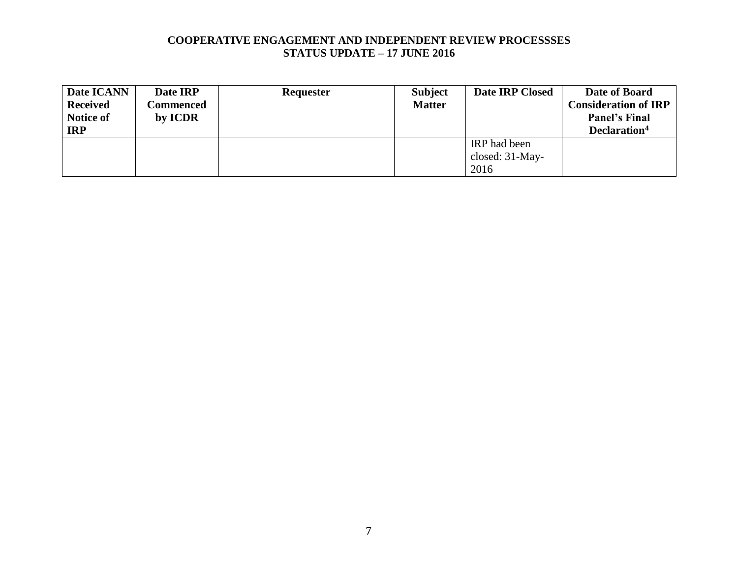**COOPERATIVE ENGAGEMENT AND INDEPENDENT REVIEW PROCESSSES**
**STATUS UPDATE – 17 JUNE 2016**

| Date ICANN Received Notice of IRP | Date IRP Commenced by ICDR | Requester | Subject Matter | Date IRP Closed | Date of Board Consideration of IRP Panel's Final Declaration[4] |
|---|---|---|---|---|---|
| | | | | IRP had been closed: 31-May-2016 | |